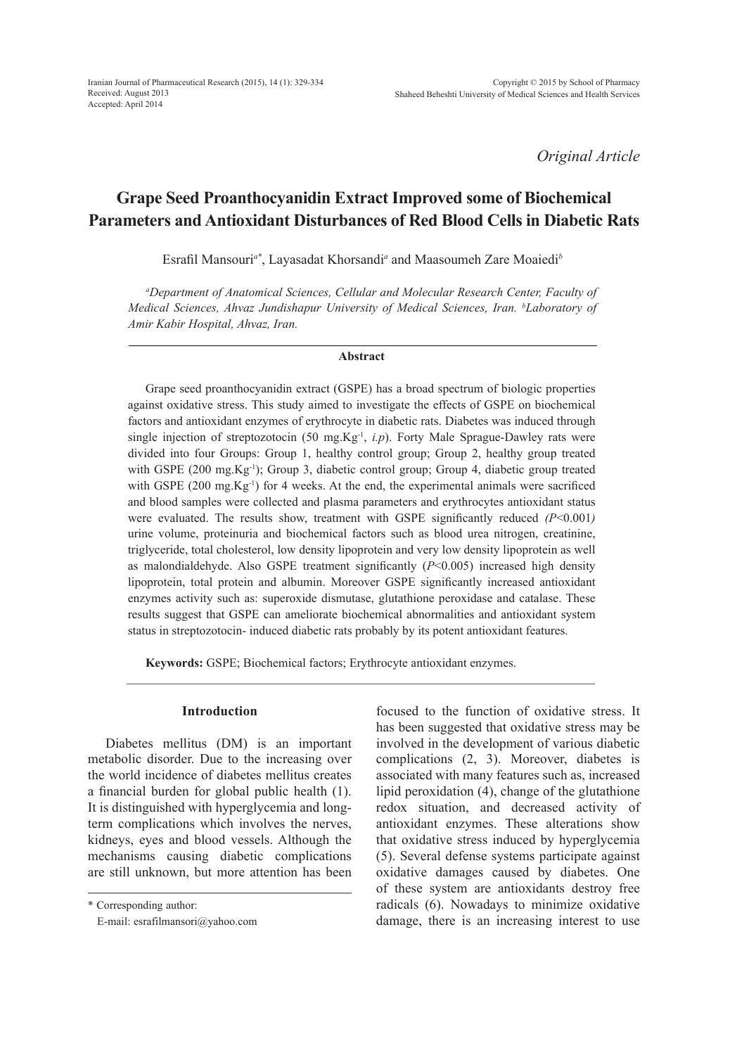Original Article

# Grape Seed Proanthocyanidin Extract Improved some of Biochemical Parameters and Antioxidant Disturbances of Red Blood Cells in Diabetic Rats

Esrafil Mansouri[a*], Layasadat Khorsandi[a] and Maasoumeh Zare Moaiedi[b]

*[a]Department of Anatomical Sciences, Cellular and Molecular Research Center, Faculty of Medical Sciences, Ahvaz Jundishapur University of Medical Sciences, Iran. [b]Laboratory of Amir Kabir Hospital, Ahvaz, Iran.*

## Abstract

Grape seed proanthocyanidin extract (GSPE) has a broad spectrum of biologic properties against oxidative stress. This study aimed to investigate the effects of GSPE on biochemical factors and antioxidant enzymes of erythrocyte in diabetic rats. Diabetes was induced through single injection of streptozotocin (50 mg.Kg$^{-1}$, *i.p*). Forty Male Sprague-Dawley rats were divided into four Groups: Group 1, healthy control group; Group 2, healthy group treated with GSPE (200 mg.Kg$^{-1}$); Group 3, diabetic control group; Group 4, diabetic group treated with GSPE (200 mg.Kg$^{-1}$) for 4 weeks. At the end, the experimental animals were sacrificed and blood samples were collected and plasma parameters and erythrocytes antioxidant status were evaluated. The results show, treatment with GSPE significantly reduced *(*$P<0.001$*)* urine volume, proteinuria and biochemical factors such as blood urea nitrogen, creatinine, triglyceride, total cholesterol, low density lipoprotein and very low density lipoprotein as well as malondialdehyde. Also GSPE treatment significantly ($P<0.005$) increased high density lipoprotein, total protein and albumin. Moreover GSPE significantly increased antioxidant enzymes activity such as: superoxide dismutase, glutathione peroxidase and catalase. These results suggest that GSPE can ameliorate biochemical abnormalities and antioxidant system status in streptozotocin- induced diabetic rats probably by its potent antioxidant features.

**Keywords:** GSPE; Biochemical factors; Erythrocyte antioxidant enzymes.

## Introduction

Diabetes mellitus (DM) is an important metabolic disorder. Due to the increasing over the world incidence of diabetes mellitus creates a financial burden for global public health (1). It is distinguished with hyperglycemia and long-term complications which involves the nerves, kidneys, eyes and blood vessels. Although the mechanisms causing diabetic complications are still unknown, but more attention has been focused to the function of oxidative stress. It has been suggested that oxidative stress may be involved in the development of various diabetic complications (2, 3). Moreover, diabetes is associated with many features such as, increased lipid peroxidation (4), change of the glutathione redox situation, and decreased activity of antioxidant enzymes. These alterations show that oxidative stress induced by hyperglycemia (5). Several defense systems participate against oxidative damages caused by diabetes. One of these system are antioxidants destroy free radicals (6). Nowadays to minimize oxidative damage, there is an increasing interest to use

\* Corresponding author:

E-mail: esrafilmansori@yahoo.com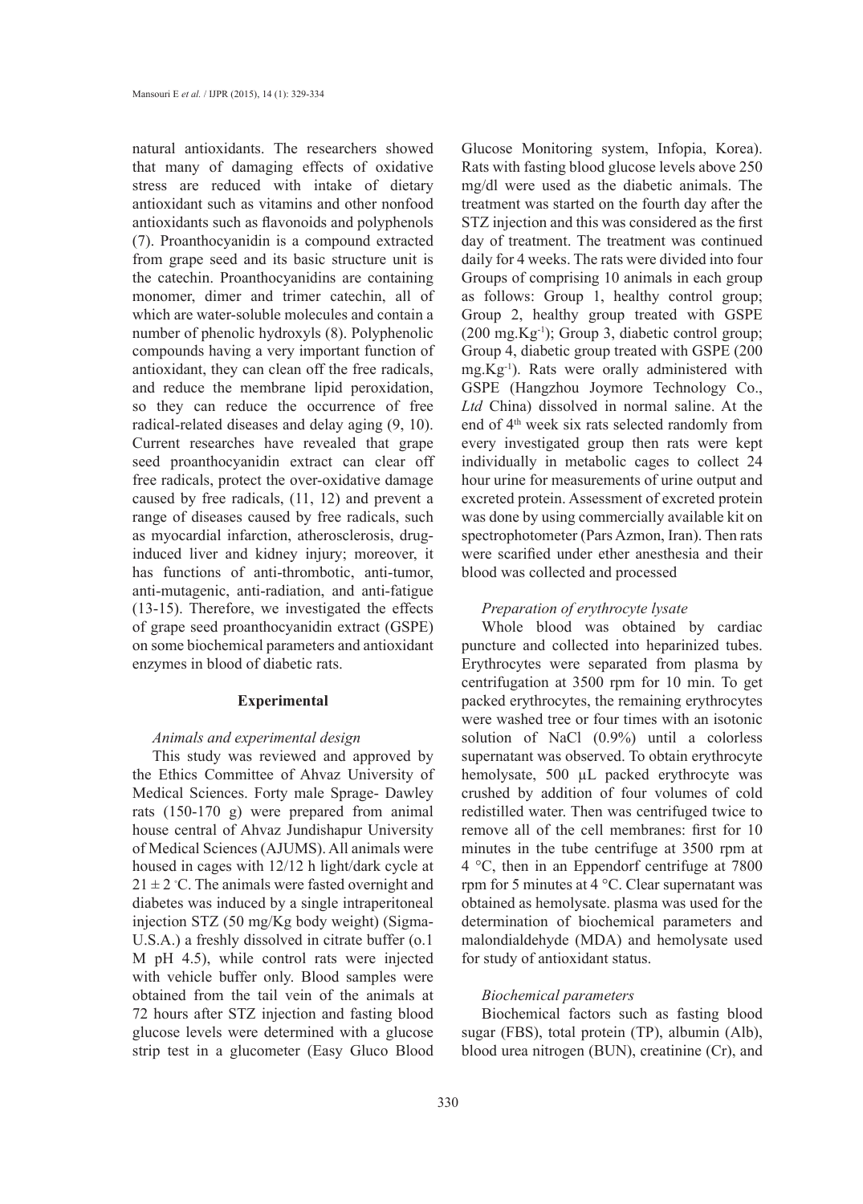natural antioxidants. The researchers showed that many of damaging effects of oxidative stress are reduced with intake of dietary antioxidant such as vitamins and other nonfood antioxidants such as flavonoids and polyphenols (7). Proanthocyanidin is a compound extracted from grape seed and its basic structure unit is the catechin. Proanthocyanidins are containing monomer, dimer and trimer catechin, all of which are water-soluble molecules and contain a number of phenolic hydroxyls (8). Polyphenolic compounds having a very important function of antioxidant, they can clean off the free radicals, and reduce the membrane lipid peroxidation, so they can reduce the occurrence of free radical-related diseases and delay aging (9, 10). Current researches have revealed that grape seed proanthocyanidin extract can clear off free radicals, protect the over-oxidative damage caused by free radicals, (11, 12) and prevent a range of diseases caused by free radicals, such as myocardial infarction, atherosclerosis, drug-induced liver and kidney injury; moreover, it has functions of anti-thrombotic, anti-tumor, anti-mutagenic, anti-radiation, and anti-fatigue (13-15). Therefore, we investigated the effects of grape seed proanthocyanidin extract (GSPE) on some biochemical parameters and antioxidant enzymes in blood of diabetic rats.

## Experimental

### *Animals and experimental design*

This study was reviewed and approved by the Ethics Committee of Ahvaz University of Medical Sciences. Forty male Sprage- Dawley rats (150-170 g) were prepared from animal house central of Ahvaz Jundishapur University of Medical Sciences (AJUMS). All animals were housed in cages with 12/12 h light/dark cycle at $21 \pm 2$ °C. The animals were fasted overnight and diabetes was induced by a single intraperitoneal injection STZ (50 mg/Kg body weight) (Sigma-U.S.A.) a freshly dissolved in citrate buffer (o.1 M pH 4.5), while control rats were injected with vehicle buffer only. Blood samples were obtained from the tail vein of the animals at 72 hours after STZ injection and fasting blood glucose levels were determined with a glucose strip test in a glucometer (Easy Gluco Blood Glucose Monitoring system, Infopia, Korea). Rats with fasting blood glucose levels above 250 mg/dl were used as the diabetic animals. The treatment was started on the fourth day after the STZ injection and this was considered as the first day of treatment. The treatment was continued daily for 4 weeks. The rats were divided into four Groups of comprising 10 animals in each group as follows: Group 1, healthy control group; Group 2, healthy group treated with GSPE (200 $mg.Kg^{-1}$); Group 3, diabetic control group; Group 4, diabetic group treated with GSPE (200 $mg.Kg^{-1}$). Rats were orally administered with GSPE (Hangzhou Joymore Technology Co., *Ltd* China) dissolved in normal saline. At the end of 4th week six rats selected randomly from every investigated group then rats were kept individually in metabolic cages to collect 24 hour urine for measurements of urine output and excreted protein. Assessment of excreted protein was done by using commercially available kit on spectrophotometer (Pars Azmon, Iran). Then rats were scarified under ether anesthesia and their blood was collected and processed

### *Preparation of erythrocyte lysate*

Whole blood was obtained by cardiac puncture and collected into heparinized tubes. Erythrocytes were separated from plasma by centrifugation at 3500 rpm for 10 min. To get packed erythrocytes, the remaining erythrocytes were washed tree or four times with an isotonic solution of NaCl (0.9%) until a colorless supernatant was observed. To obtain erythrocyte hemolysate, 500 µL packed erythrocyte was crushed by addition of four volumes of cold redistilled water. Then was centrifuged twice to remove all of the cell membranes: first for 10 minutes in the tube centrifuge at 3500 rpm at 4 °C, then in an Eppendorf centrifuge at 7800 rpm for 5 minutes at 4 °C. Clear supernatant was obtained as hemolysate. plasma was used for the determination of biochemical parameters and malondialdehyde (MDA) and hemolysate used for study of antioxidant status.

### *Biochemical parameters*

Biochemical factors such as fasting blood sugar (FBS), total protein (TP), albumin (Alb), blood urea nitrogen (BUN), creatinine (Cr), and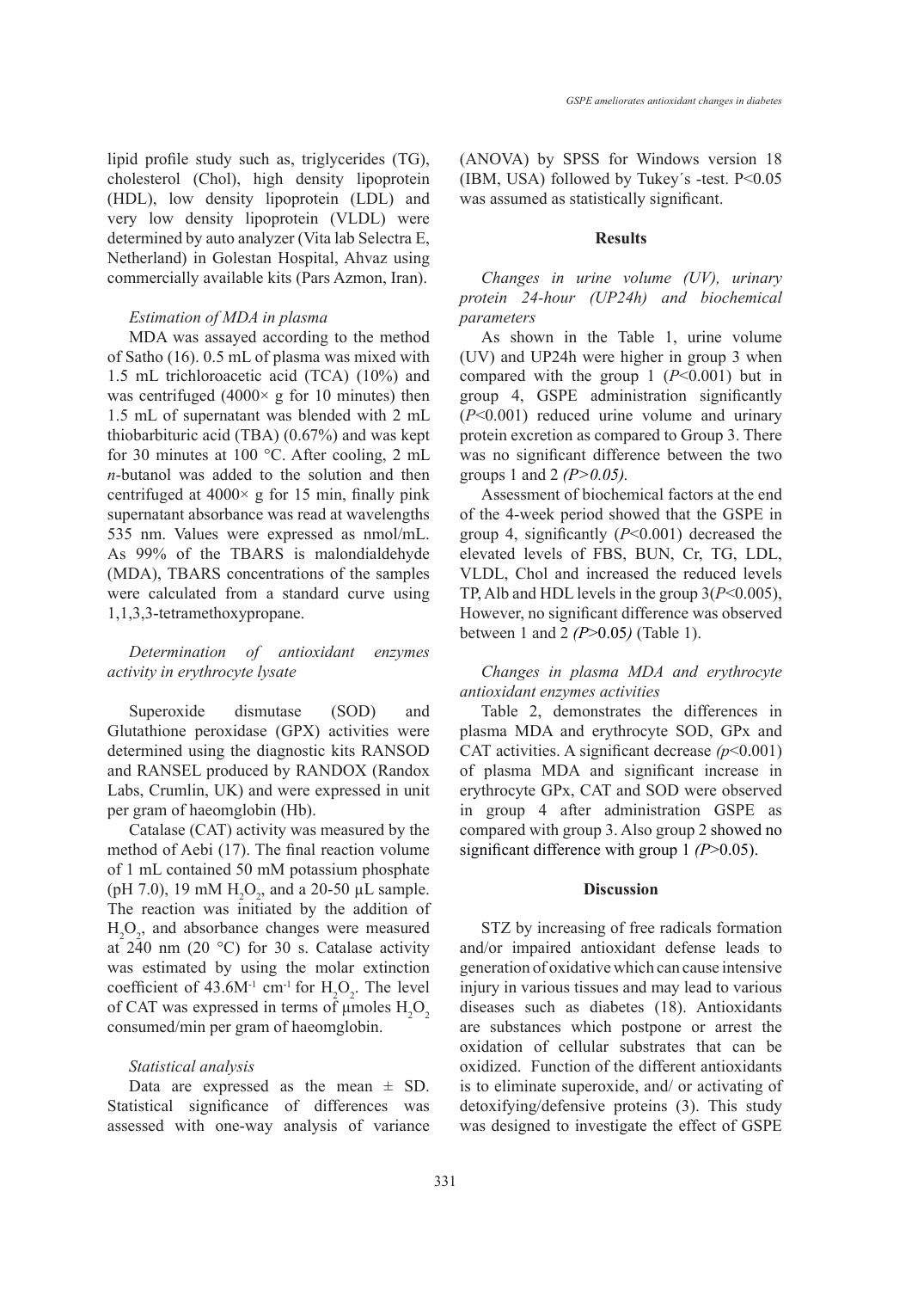lipid profile study such as, triglycerides (TG), cholesterol (Chol), high density lipoprotein (HDL), low density lipoprotein (LDL) and very low density lipoprotein (VLDL) were determined by auto analyzer (Vita lab Selectra E, Netherland) in Golestan Hospital, Ahvaz using commercially available kits (Pars Azmon, Iran).

### *Estimation of MDA in plasma*

MDA was assayed according to the method of Satho (16). 0.5 mL of plasma was mixed with 1.5 mL trichloroacetic acid (TCA) (10%) and was centrifuged (4000× g for 10 minutes) then 1.5 mL of supernatant was blended with 2 mL thiobarbituric acid (TBA) (0.67%) and was kept for 30 minutes at 100 °C. After cooling, 2 mL *n*-butanol was added to the solution and then centrifuged at 4000× g for 15 min, finally pink supernatant absorbance was read at wavelengths 535 nm. Values were expressed as nmol/mL. As 99% of the TBARS is malondialdehyde (MDA), TBARS concentrations of the samples were calculated from a standard curve using 1,1,3,3-tetramethoxypropane.

### *Determination of antioxidant enzymes activity in erythrocyte lysate*

Superoxide dismutase (SOD) and Glutathione peroxidase (GPX) activities were determined using the diagnostic kits RANSOD and RANSEL produced by RANDOX (Randox Labs, Crumlin, UK) and were expressed in unit per gram of haeomglobin (Hb).

Catalase (CAT) activity was measured by the method of Aebi (17). The final reaction volume of 1 mL contained 50 mM potassium phosphate (pH 7.0), 19 mM $H_2O_2$, and a 20-50 µL sample. The reaction was initiated by the addition of $H_2O_2$, and absorbance changes were measured at 240 nm (20 °C) for 30 s. Catalase activity was estimated by using the molar extinction coefficient of $43.6 M^{-1} cm^{-1}$ for $H_2O_2$. The level of CAT was expressed in terms of µmoles $H_2O_2$ consumed/min per gram of haeomglobin.

### *Statistical analysis*

Data are expressed as the mean ± SD. Statistical significance of differences was assessed with one-way analysis of variance (ANOVA) by SPSS for Windows version 18 (IBM, USA) followed by Tukey´s -test. $P<0.05$ was assumed as statistically significant.

## Results

### *Changes in urine volume (UV), urinary protein 24-hour (UP24h) and biochemical parameters*

As shown in the Table 1, urine volume (UV) and UP24h were higher in group 3 when compared with the group 1 ($P<0.001$) but in group 4, GSPE administration significantly ($P<0.001$) reduced urine volume and urinary protein excretion as compared to Group 3. There was no significant difference between the two groups 1 and 2 *($P>0.05$)*.

Assessment of biochemical factors at the end of the 4-week period showed that the GSPE in group 4, significantly ($P<0.001$) decreased the elevated levels of FBS, BUN, Cr, TG, LDL, VLDL, Chol and increased the reduced levels TP, Alb and HDL levels in the group 3($P<0.005$), However, no significant difference was observed between 1 and 2 *($P>0.05$)* (Table 1).

### *Changes in plasma MDA and erythrocyte antioxidant enzymes activities*

Table 2, demonstrates the differences in plasma MDA and erythrocyte SOD, GPx and CAT activities. A significant decrease *($p<0.001$)* of plasma MDA and significant increase in erythrocyte GPx, CAT and SOD were observed in group 4 after administration GSPE as compared with group 3. Also group 2 showed no significant difference with group 1 *($P>0.05$)*.

## Discussion

STZ by increasing of free radicals formation and/or impaired antioxidant defense leads to generation of oxidative which can cause intensive injury in various tissues and may lead to various diseases such as diabetes (18). Antioxidants are substances which postpone or arrest the oxidation of cellular substrates that can be oxidized. Function of the different antioxidants is to eliminate superoxide, and/ or activating of detoxifying/defensive proteins (3). This study was designed to investigate the effect of GSPE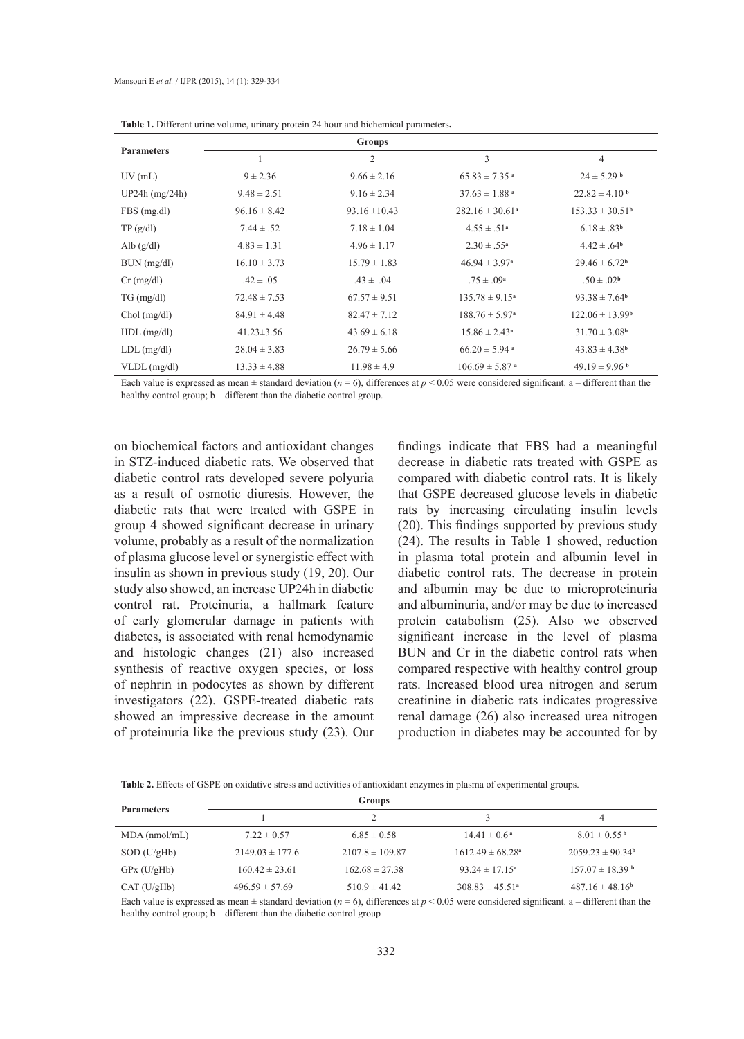**Table 1.** Different urine volume, urinary protein 24 hour and bichemical parameters**.**

| Parameters | Groups | | | |
|---|---|---|---|---|
| | 1 | 2 | 3 | 4 |
| UV (mL) | 9 ± 2.36 | 9.66 ± 2.16 | 65.83 ± 7.35 [a] | 24 ± 5.29 [b] |
| UP24h (mg/24h) | 9.48 ± 2.51 | 9.16 ± 2.34 | 37.63 ± 1.88 [a] | 22.82 ± 4.10 [b] |
| FBS (mg.dl) | 96.16 ± 8.42 | 93.16 ±10.43 | 282.16 ± 30.61[a] | 153.33 ± 30.51[b] |
| TP (g/dl) | 7.44 ± .52 | 7.18 ± 1.04 | 4.55 ± .51[a] | 6.18 ± .83[b] |
| Alb (g/dl) | 4.83 ± 1.31 | 4.96 ± 1.17 | 2.30 ± .55[a] | 4.42 ± .64[b] |
| BUN (mg/dl) | 16.10 ± 3.73 | 15.79 ± 1.83 | 46.94 ± 3.97[a] | 29.46 ± 6.72[b] |
| Cr (mg/dl) | .42 ± .05 | .43 ± .04 | .75 ± .09[a] | .50 ± .02[b] |
| TG (mg/dl) | 72.48 ± 7.53 | 67.57 ± 9.51 | 135.78 ± 9.15[a] | 93.38 ± 7.64[b] |
| Chol (mg/dl) | 84.91 ± 4.48 | 82.47 ± 7.12 | 188.76 ± 5.97[a] | 122.06 ± 13.99[b] |
| HDL (mg/dl) | 41.23±3.56 | 43.69 ± 6.18 | 15.86 ± 2.43[a] | 31.70 ± 3.08[b] |
| LDL (mg/dl) | 28.04 ± 3.83 | 26.79 ± 5.66 | 66.20 ± 5.94 [a] | 43.83 ± 4.38[b] |
| VLDL (mg/dl) | 13.33 ± 4.88 | 11.98 ± 4.9 | 106.69 ± 5.87 [a] | 49.19 ± 9.96 [b] |

Each value is expressed as mean ± standard deviation ($n = 6$), differences at $p < 0.05$ were considered significant. a – different than the healthy control group; b – different than the diabetic control group.

on biochemical factors and antioxidant changes in STZ-induced diabetic rats. We observed that diabetic control rats developed severe polyuria as a result of osmotic diuresis. However, the diabetic rats that were treated with GSPE in group 4 showed significant decrease in urinary volume, probably as a result of the normalization of plasma glucose level or synergistic effect with insulin as shown in previous study (19, 20). Our study also showed, an increase UP24h in diabetic control rat. Proteinuria, a hallmark feature of early glomerular damage in patients with diabetes, is associated with renal hemodynamic and histologic changes (21) also increased synthesis of reactive oxygen species, or loss of nephrin in podocytes as shown by different investigators (22). GSPE-treated diabetic rats showed an impressive decrease in the amount of proteinuria like the previous study (23). Our findings indicate that FBS had a meaningful decrease in diabetic rats treated with GSPE as compared with diabetic control rats. It is likely that GSPE decreased glucose levels in diabetic rats by increasing circulating insulin levels (20). This findings supported by previous study (24). The results in Table 1 showed, reduction in plasma total protein and albumin level in diabetic control rats. The decrease in protein and albumin may be due to microproteinuria and albuminuria, and/or may be due to increased protein catabolism (25). Also we observed significant increase in the level of plasma BUN and Cr in the diabetic control rats when compared respective with healthy control group rats. Increased blood urea nitrogen and serum creatinine in diabetic rats indicates progressive renal damage (26) also increased urea nitrogen production in diabetes may be accounted for by

**Table 2.** Effects of GSPE on oxidative stress and activities of antioxidant enzymes in plasma of experimental groups.

| Parameters | Groups | | | |
|---|---|---|---|---|
| | 1 | 2 | 3 | 4 |
| MDA (nmol/mL) | 7.22 ± 0.57 | 6.85 ± 0.58 | 14.41 ± 0.6 [a] | 8.01 ± 0.55 [b] |
| SOD (U/gHb) | 2149.03 ± 177.6 | 2107.8 ± 109.87 | 1612.49 ± 68.28[a] | 2059.23 ± 90.34[b] |
| GPx (U/gHb) | 160.42 ± 23.61 | 162.68 ± 27.38 | 93.24 ± 17.15[a] | 157.07 ± 18.39 [b] |
| CAT (U/gHb) | 496.59 ± 57.69 | 510.9 ± 41.42 | 308.83 ± 45.51[a] | 487.16 ± 48.16[b] |

Each value is expressed as mean ± standard deviation ($n = 6$), differences at $p < 0.05$ were considered significant. a – different than the healthy control group; b – different than the diabetic control group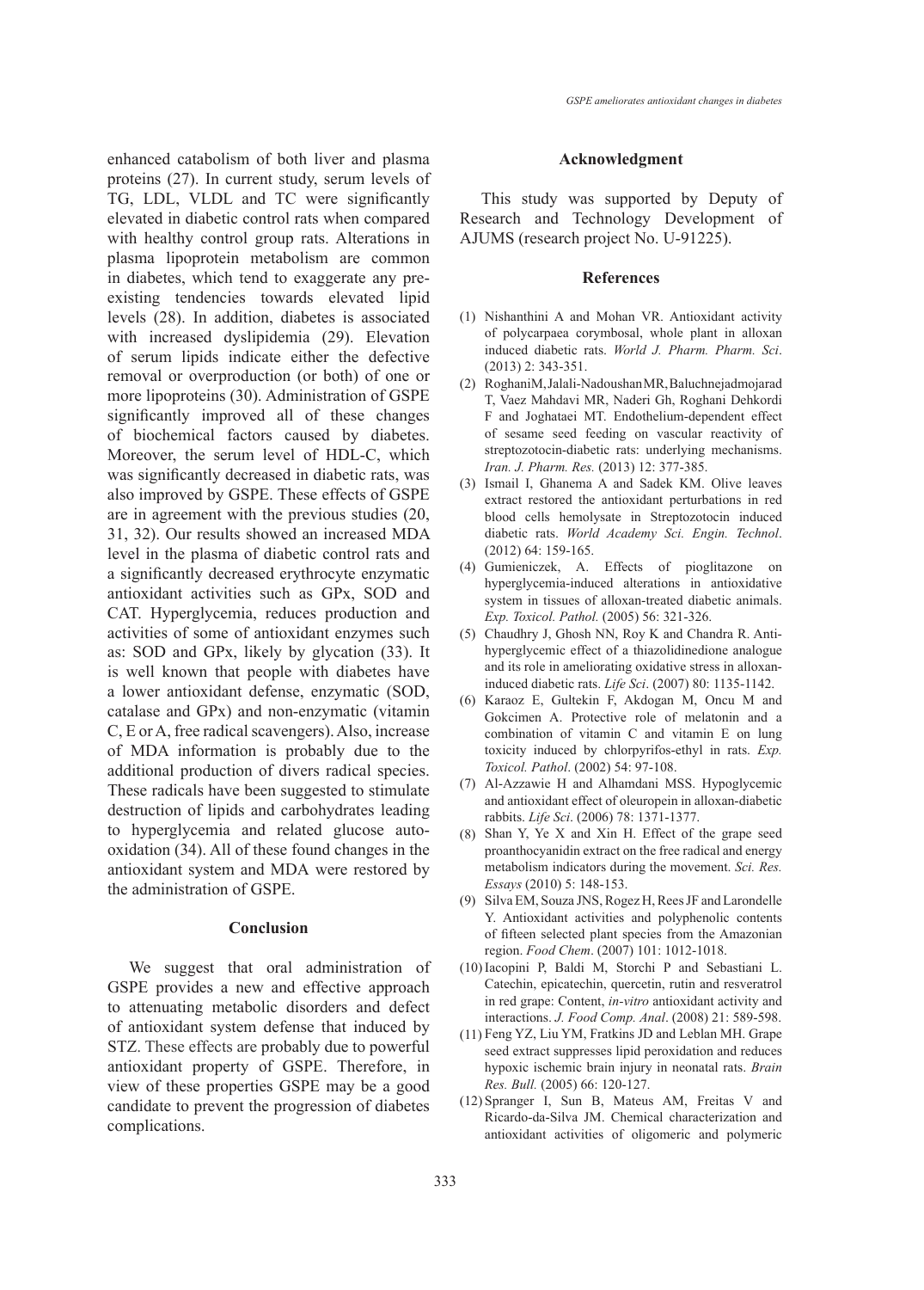enhanced catabolism of both liver and plasma proteins (27). In current study, serum levels of TG, LDL, VLDL and TC were significantly elevated in diabetic control rats when compared with healthy control group rats. Alterations in plasma lipoprotein metabolism are common in diabetes, which tend to exaggerate any pre-existing tendencies towards elevated lipid levels (28). In addition, diabetes is associated with increased dyslipidemia (29). Elevation of serum lipids indicate either the defective removal or overproduction (or both) of one or more lipoproteins (30). Administration of GSPE significantly improved all of these changes of biochemical factors caused by diabetes. Moreover, the serum level of HDL-C, which was significantly decreased in diabetic rats, was also improved by GSPE. These effects of GSPE are in agreement with the previous studies (20, 31, 32). Our results showed an increased MDA level in the plasma of diabetic control rats and a significantly decreased erythrocyte enzymatic antioxidant activities such as GPx, SOD and CAT. Hyperglycemia, reduces production and activities of some of antioxidant enzymes such as: SOD and GPx, likely by glycation (33). It is well known that people with diabetes have a lower antioxidant defense, enzymatic (SOD, catalase and GPx) and non-enzymatic (vitamin C, E or A, free radical scavengers). Also, increase of MDA information is probably due to the additional production of divers radical species. These radicals have been suggested to stimulate destruction of lipids and carbohydrates leading to hyperglycemia and related glucose auto-oxidation (34). All of these found changes in the antioxidant system and MDA were restored by the administration of GSPE.

## Conclusion

We suggest that oral administration of GSPE provides a new and effective approach to attenuating metabolic disorders and defect of antioxidant system defense that induced by STZ. These effects are probably due to powerful antioxidant property of GSPE. Therefore, in view of these properties GSPE may be a good candidate to prevent the progression of diabetes complications.

## Acknowledgment

This study was supported by Deputy of Research and Technology Development of AJUMS (research project No. U-91225).

## References

(1) Nishanthini A and Mohan VR. Antioxidant activity of polycarpaea corymbosal, whole plant in alloxan induced diabetic rats. *World J. Pharm. Pharm. Sci*. (2013) 2: 343-351.

(2) RoghaniM, Jalali-Nadoushan MR, Baluchnejadmojarad T, Vaez Mahdavi MR, Naderi Gh, Roghani Dehkordi F and Joghataei MT. Endothelium-dependent effect of sesame seed feeding on vascular reactivity of streptozotocin-diabetic rats: underlying mechanisms. *Iran. J. Pharm. Res.* (2013) 12: 377-385.

(3) Ismail I, Ghanema A and Sadek KM. Olive leaves extract restored the antioxidant perturbations in red blood cells hemolysate in Streptozotocin induced diabetic rats. *World Academy Sci. Engin. Technol*. (2012) 64: 159-165.

(4) Gumieniczek, A. Effects of pioglitazone on hyperglycemia-induced alterations in antioxidative system in tissues of alloxan-treated diabetic animals. *Exp. Toxicol. Pathol.* (2005) 56: 321-326.

(5) Chaudhry J, Ghosh NN, Roy K and Chandra R. Anti-hyperglycemic effect of a thiazolidinedione analogue and its role in ameliorating oxidative stress in alloxan-induced diabetic rats. *Life Sci*. (2007) 80: 1135-1142.

(6) Karaoz E, Gultekin F, Akdogan M, Oncu M and Gokcimen A. Protective role of melatonin and a combination of vitamin C and vitamin E on lung toxicity induced by chlorpyrifos-ethyl in rats. *Exp. Toxicol. Pathol*. (2002) 54: 97-108.

(7) Al-Azzawie H and Alhamdani MSS. Hypoglycemic and antioxidant effect of oleuropein in alloxan-diabetic rabbits. *Life Sci*. (2006) 78: 1371-1377.

(8) Shan Y, Ye X and Xin H. Effect of the grape seed proanthocyanidin extract on the free radical and energy metabolism indicators during the movement. *Sci. Res. Essays* (2010) 5: 148-153.

(9) Silva EM, Souza JNS, Rogez H, Rees JF and Larondelle Y. Antioxidant activities and polyphenolic contents of fifteen selected plant species from the Amazonian region. *Food Chem*. (2007) 101: 1012-1018.

(10) Iacopini P, Baldi M, Storchi P and Sebastiani L. Catechin, epicatechin, quercetin, rutin and resveratrol in red grape: Content, *in-vitro* antioxidant activity and interactions. *J. Food Comp. Anal*. (2008) 21: 589-598.

(11) Feng YZ, Liu YM, Fratkins JD and Leblan MH. Grape seed extract suppresses lipid peroxidation and reduces hypoxic ischemic brain injury in neonatal rats. *Brain Res. Bull.* (2005) 66: 120-127.

(12) Spranger I, Sun B, Mateus AM, Freitas V and Ricardo-da-Silva JM. Chemical characterization and antioxidant activities of oligomeric and polymeric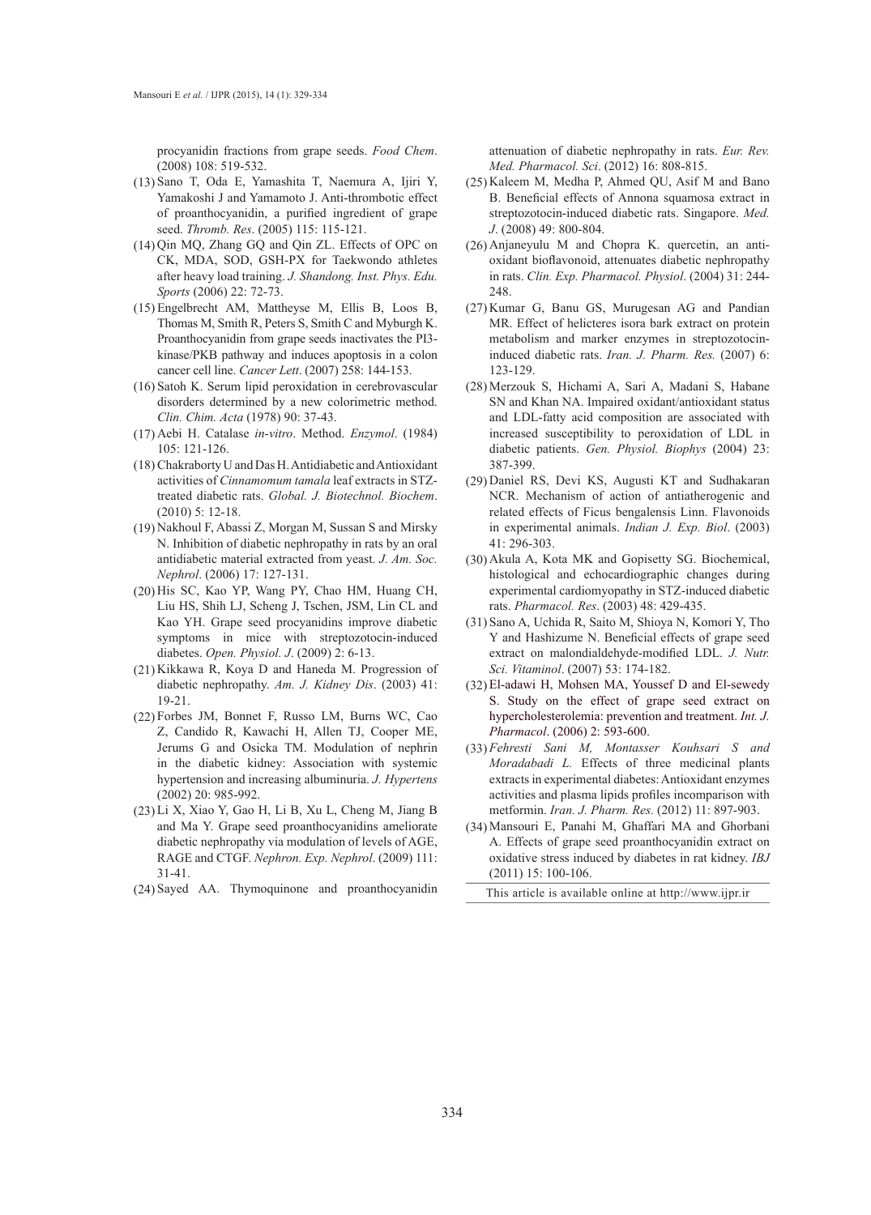procyanidin fractions from grape seeds. *Food Chem*. (2008) 108: 519-532.

(13) Sano T, Oda E, Yamashita T, Naemura A, Ijiri Y, Yamakoshi J and Yamamoto J. Anti-thrombotic effect of proanthocyanidin, a purified ingredient of grape seed. *Thromb. Res*. (2005) 115: 115-121.

(14) Qin MQ, Zhang GQ and Qin ZL. Effects of OPC on CK, MDA, SOD, GSH-PX for Taekwondo athletes after heavy load training. *J. Shandong. Inst. Phys. Edu. Sports* (2006) 22: 72-73.

(15) Engelbrecht AM, Mattheyse M, Ellis B, Loos B, Thomas M, Smith R, Peters S, Smith C and Myburgh K. Proanthocyanidin from grape seeds inactivates the PI3-kinase/PKB pathway and induces apoptosis in a colon cancer cell line. *Cancer Lett*. (2007) 258: 144-153.

(16) Satoh K. Serum lipid peroxidation in cerebrovascular disorders determined by a new colorimetric method. *Clin. Chim. Acta* (1978) 90: 37-43.

(17) Aebi H. Catalase *in-vitro*. Method. *Enzymol*. (1984) 105: 121-126.

(18) Chakraborty U and Das H. Antidiabetic and Antioxidant activities of *Cinnamomum tamala* leaf extracts in STZ-treated diabetic rats. *Global. J. Biotechnol. Biochem*. (2010) 5: 12-18.

(19) Nakhoul F, Abassi Z, Morgan M, Sussan S and Mirsky N. Inhibition of diabetic nephropathy in rats by an oral antidiabetic material extracted from yeast. *J. Am. Soc. Nephrol*. (2006) 17: 127-131.

(20) His SC, Kao YP, Wang PY, Chao HM, Huang CH, Liu HS, Shih LJ, Scheng J, Tschen, JSM, Lin CL and Kao YH. Grape seed procyanidins improve diabetic symptoms in mice with streptozotocin-induced diabetes. *Open. Physiol. J*. (2009) 2: 6-13.

(21) Kikkawa R, Koya D and Haneda M. Progression of diabetic nephropathy. *Am. J. Kidney Dis*. (2003) 41: 19-21.

(22) Forbes JM, Bonnet F, Russo LM, Burns WC, Cao Z, Candido R, Kawachi H, Allen TJ, Cooper ME, Jerums G and Osicka TM. Modulation of nephrin in the diabetic kidney: Association with systemic hypertension and increasing albuminuria. *J. Hypertens* (2002) 20: 985-992.

(23) Li X, Xiao Y, Gao H, Li B, Xu L, Cheng M, Jiang B and Ma Y. Grape seed proanthocyanidins ameliorate diabetic nephropathy via modulation of levels of AGE, RAGE and CTGF. *Nephron. Exp. Nephrol*. (2009) 111: 31-41.

(24) Sayed AA. Thymoquinone and proanthocyanidin attenuation of diabetic nephropathy in rats. *Eur. Rev. Med. Pharmacol. Sci*. (2012) 16: 808-815.

(25) Kaleem M, Medha P, Ahmed QU, Asif M and Bano B. Beneficial effects of Annona squamosa extract in streptozotocin-induced diabetic rats. Singapore. *Med. J*. (2008) 49: 800-804.

(26) Anjaneyulu M and Chopra K. quercetin, an anti-oxidant bioflavonoid, attenuates diabetic nephropathy in rats. *Clin. Exp. Pharmacol. Physiol*. (2004) 31: 244-248.

(27) Kumar G, Banu GS, Murugesan AG and Pandian MR. Effect of helicteres isora bark extract on protein metabolism and marker enzymes in streptozotocin-induced diabetic rats. *Iran. J. Pharm. Res.* (2007) 6: 123-129.

(28) Merzouk S, Hichami A, Sari A, Madani S, Habane SN and Khan NA. Impaired oxidant/antioxidant status and LDL-fatty acid composition are associated with increased susceptibility to peroxidation of LDL in diabetic patients. *Gen. Physiol. Biophys* (2004) 23: 387-399.

(29) Daniel RS, Devi KS, Augusti KT and Sudhakaran NCR. Mechanism of action of antiatherogenic and related effects of Ficus bengalensis Linn. Flavonoids in experimental animals. *Indian J. Exp. Biol*. (2003) 41: 296-303.

(30) Akula A, Kota MK and Gopisetty SG. Biochemical, histological and echocardiographic changes during experimental cardiomyopathy in STZ-induced diabetic rats. *Pharmacol. Res*. (2003) 48: 429-435.

(31) Sano A, Uchida R, Saito M, Shioya N, Komori Y, Tho Y and Hashizume N. Beneficial effects of grape seed extract on malondialdehyde-modified LDL. *J. Nutr. Sci. Vitaminol*. (2007) 53: 174-182.

(32) El-adawi H, Mohsen MA, Youssef D and El-sewedy S. Study on the effect of grape seed extract on hypercholesterolemia: prevention and treatment. *Int. J. Pharmacol*. (2006) 2: 593-600.

(33) *Fehresti Sani M, Montasser Kouhsari S and Moradabadi L.* Effects of three medicinal plants extracts in experimental diabetes: Antioxidant enzymes activities and plasma lipids profiles incomparison with metformin. *Iran. J. Pharm. Res.* (2012) 11: 897-903.

(34) Mansouri E, Panahi M, Ghaffari MA and Ghorbani A. Effects of grape seed proanthocyanidin extract on oxidative stress induced by diabetes in rat kidney. *IBJ* (2011) 15: 100-106.

This article is available online at http://www.ijpr.ir